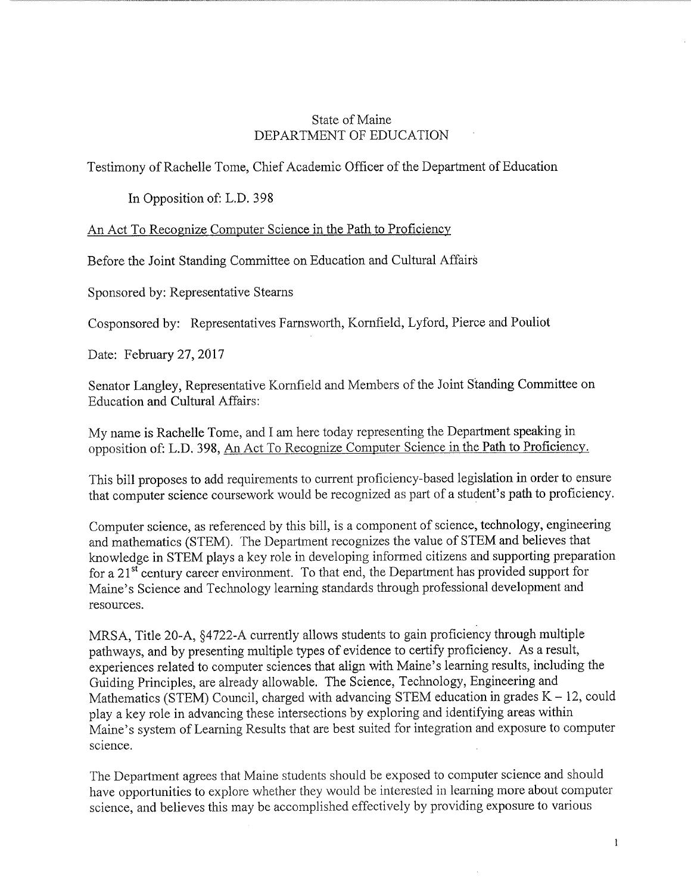State of Maine
DEPARTMENT OF EDUCATION

Testimony of Rachelle Tome, Chief Academic Officer of the Department of Education

In Opposition of: L.D. 398

An Act To Recognize Computer Science in the Path to Proficiency

Before the Joint Standing Committee on Education and Cultural Affairs

Sponsored by: Representative Stearns

Cosponsored by: Representatives Farnsworth, Kornfield, Lyford, Pierce and Pouliot

Date: February 27, 2017

Senator Langley, Representative Kornfield and Members of the Joint Standing Committee on Education and Cultural Affairs:

My name is Rachelle Tome, and I am here today representing the Department speaking in opposition of: L.D. 398, An Act To Recognize Computer Science in the Path to Proficiency.

This bill proposes to add requirements to current proficiency-based legislation in order to ensure that computer science coursework would be recognized as part of a student's path to proficiency.

Computer science, as referenced by this bill, is a component of science, technology, engineering and mathematics (STEM). The Department recognizes the value of STEM and believes that knowledge in STEM plays a key role in developing informed citizens and supporting preparation for a 21st century career environment. To that end, the Department has provided support for Maine's Science and Technology learning standards through professional development and resources.

MRSA, Title 20-A, §4722-A currently allows students to gain proficiency through multiple pathways, and by presenting multiple types of evidence to certify proficiency. As a result, experiences related to computer sciences that align with Maine's learning results, including the Guiding Principles, are already allowable. The Science, Technology, Engineering and Mathematics (STEM) Council, charged with advancing STEM education in grades K – 12, could play a key role in advancing these intersections by exploring and identifying areas within Maine's system of Learning Results that are best suited for integration and exposure to computer science.

The Department agrees that Maine students should be exposed to computer science and should have opportunities to explore whether they would be interested in learning more about computer science, and believes this may be accomplished effectively by providing exposure to various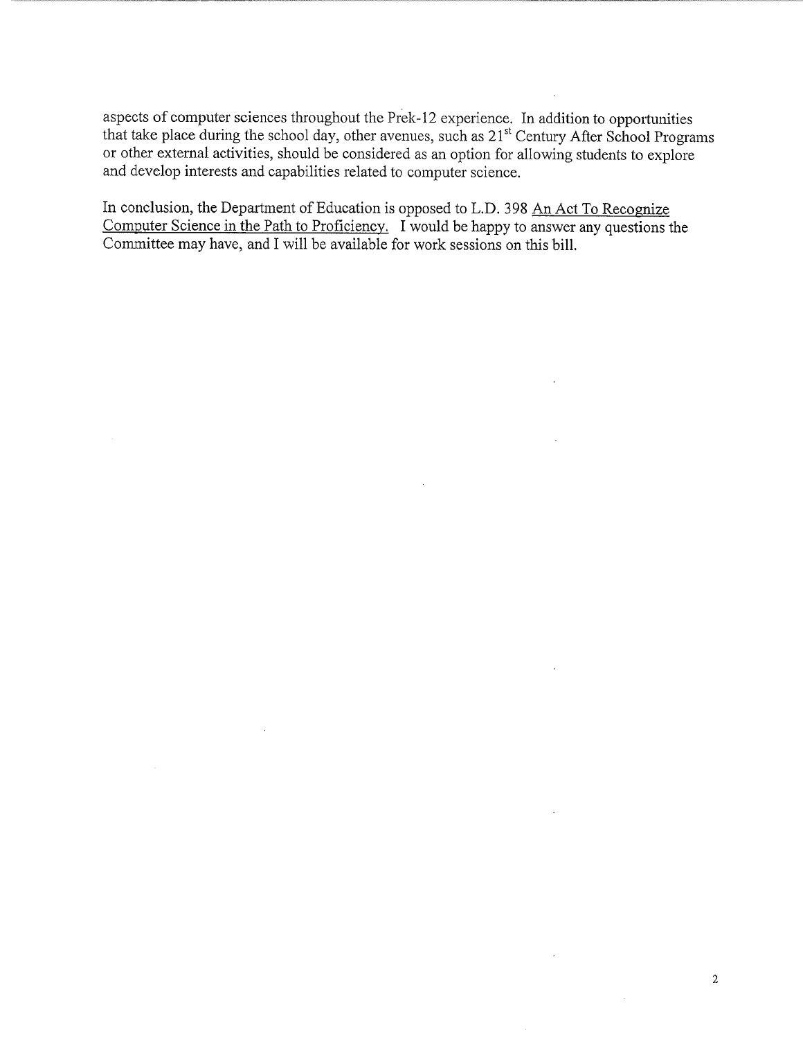aspects of computer sciences throughout the Prek-12 experience. In addition to opportunities that take place during the school day, other avenues, such as 21st Century After School Programs or other external activities, should be considered as an option for allowing students to explore and develop interests and capabilities related to computer science.

In conclusion, the Department of Education is opposed to L.D. 398 An Act To Recognize Computer Science in the Path to Proficiency. I would be happy to answer any questions the Committee may have, and I will be available for work sessions on this bill.